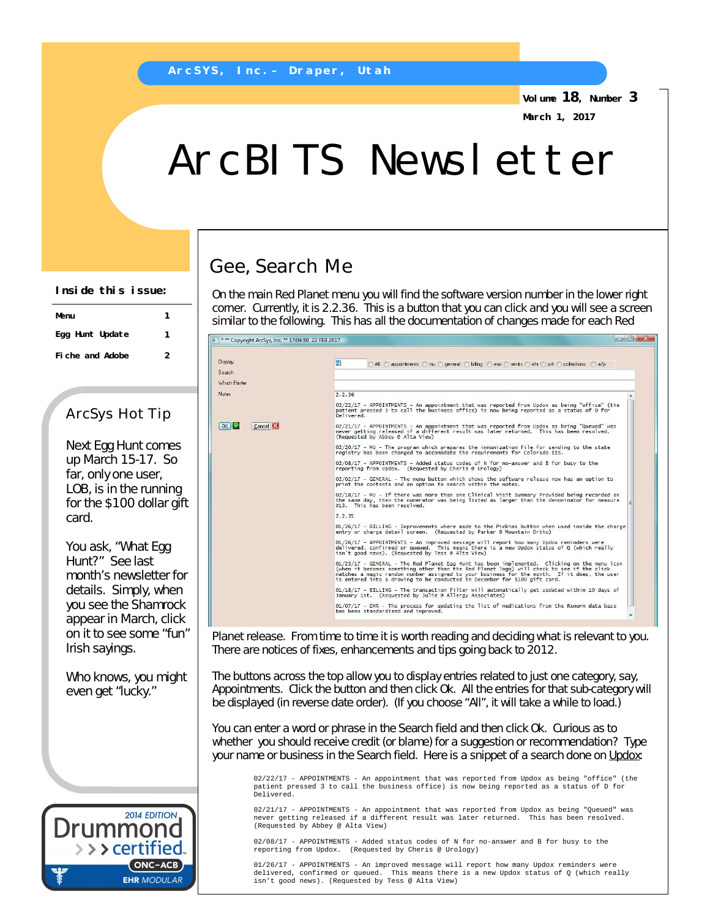ArcSYS, Inc. – Draper, Utah

Volume 18, Number 3

March 1, 2017

# ArcBITS Newsletter

**Inside this issue:**

| | |
|---|---|
| Menu | 1 |
| Egg Hunt Update | 1 |
| Fiche and Adobe | 2 |

## ArcSys Hot Tip

Next Egg Hunt comes up March 15-17. So far, only one user, LOB, is in the running for the $100 dollar gift card.

You ask, "What Egg Hunt?" See last month's newsletter for details. Simply, when you see the Shamrock appear in March, click on it to see some "fun" Irish sayings.

Who knows, you might even get "lucky."

## Gee, Search Me

On the main Red Planet menu you will find the software version number in the lower right corner. Currently, it is 2.2.36. This is a button that you can click and you will see a screen similar to the following. This has all the documentation of changes made for each Red Planet release. From time to time it is worth reading and deciding what is relevant to you. There are notices of fixes, enhancements and tips going back to 2012.

The buttons across the top allow you to display entries related to just one category, say, Appointments. Click the button and then click Ok. All the entries for that sub-category will be displayed (in reverse date order). (If you choose "All", it will take a while to load.)

You can enter a word or phrase in the Search field and then click Ok. Curious as to whether you should receive credit (or blame) for a suggestion or recommendation? Type your name or business in the Search field. Here is a snippet of a search done on Updox:

```
02/22/17 - APPOINTMENTS - An appointment that was reported from Updox as being "office" (the
patient pressed 3 to call the business office) is now being reported as a status of D for
Delivered.

02/21/17 - APPOINTMENTS - An appointment that was reported from Updox as being "Queued" was
never getting released if a different result was later returned.  This has been resolved.
(Requested by Abbey @ Alta View)

02/08/17 - APPOINTMENTS - Added status codes of N for no-answer and B for busy to the
reporting from Updox.  (Requested by Cheris @ Urology)

01/26/17 - APPOINTMENTS - An improved message will report how many Updox reminders were
delivered, confirmed or queued.  This means there is a new Updox status of Q (which really
isn't good news). (Requested by Tess @ Alta View)
```

2014 EDITION Drummond certified ONC-ACB EHR MODULAR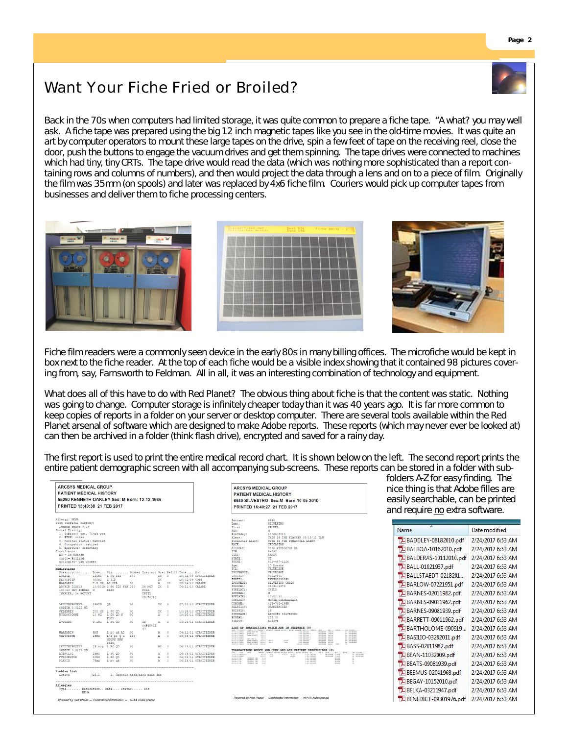# Want Your Fiche Fried or Broiled?

Back in the 70s when computers had limited storage, it was quite common to prepare a fiche tape. "A what? you may well ask. A fiche tape was prepared using the big 12 inch magnetic tapes like you see in the old-time movies. It was quite an art by computer operators to mount these large tapes on the drive, spin a few feet of tape on the receiving reel, close the door, push the buttons to engage the vacuum drives and get them spinning. The tape drives were connected to machines which had tiny, tiny CRTs. The tape drive would read the data (which was nothing more sophisticated than a report containing rows and columns of numbers), and then would project the data through a lens and on to a piece of film. Originally the film was 35mm (on spools) and later was replaced by 4x6 fiche film. Couriers would pick up computer tapes from businesses and deliver them to fiche processing centers.

Fiche film readers were a commonly seen device in the early 80s in many billing offices. The microfiche would be kept in box next to the fiche reader. At the top of each fiche would be a visible index showing that it contained 98 pictures covering from, say, Farnsworth to Feldman. All in all, it was an interesting combination of technology and equipment.

What does all of this have to do with Red Planet? The obvious thing about fiche is that the content was static. Nothing was going to change. Computer storage is infinitely cheaper today than it was 40 years ago. It is far more common to keep copies of reports in a folder on your server or desktop computer. There are several tools available within the Red Planet arsenal of software which are designed to make Adobe reports. These reports (which may never ever be looked at) can then be archived in a folder (think flash drive), encrypted and saved for a rainy day.

The first report is used to print the entire medical record chart. It is shown below on the left. The second report prints the entire patient demographic screen with all accompanying sub-screens. These reports can be stored in a folder with sub-folders A-Z for easy finding. The nice thing is that Adobe filles are easily searchable, can be printed and require no extra software.

ARCSYS MEDICAL GROUP
PATIENT MEDICAL HISTORY
55290 KENNETH OAKLEY Sex: M Born: 12-12-1946
PRINTED 15:40:38 21 FEB 2017

ARCSYS MEDICAL GROUP
PATIENT MEDICAL HISTORY
6640 SILVESTRO Sex:M Born:10-05-2010
PRINTED 16:40:27 21 FEB 2017

| Name | Date modified |
|---|---|
| BADDLEY-08182010.pdf | 2/24/2017 6:53 AM |
| BALBOA-10162010.pdf | 2/24/2017 6:53 AM |
| BALDERAS-10112010.pdf | 2/24/2017 6:53 AM |
| BALL-01021937.pdf | 2/24/2017 6:53 AM |
| BALLSTAEDT-0218201... | 2/24/2017 6:53 AM |
| BARLOW-07221951.pdf | 2/24/2017 6:53 AM |
| BARNES-02011982.pdf | 2/24/2017 6:53 AM |
| BARNES-09011962.pdf | 2/24/2017 6:53 AM |
| BARNES-09081939.pdf | 2/24/2017 6:53 AM |
| BARRETT-09011962.pdf | 2/24/2017 6:53 AM |
| BARTHOLOME-090919... | 2/24/2017 6:53 AM |
| BASILIO-03282011.pdf | 2/24/2017 6:53 AM |
| BASS-02011982.pdf | 2/24/2017 6:53 AM |
| BEAN-11032009.pdf | 2/24/2017 6:53 AM |
| BEATS-09081939.pdf | 2/24/2017 6:53 AM |
| BEEMUS-02041968.pdf | 2/24/2017 6:53 AM |
| BEGAY-10152010.pdf | 2/24/2017 6:53 AM |
| BELKA-03211947.pdf | 2/24/2017 6:53 AM |
| BENEDICT-09301976.pdf | 2/24/2017 6:53 AM |